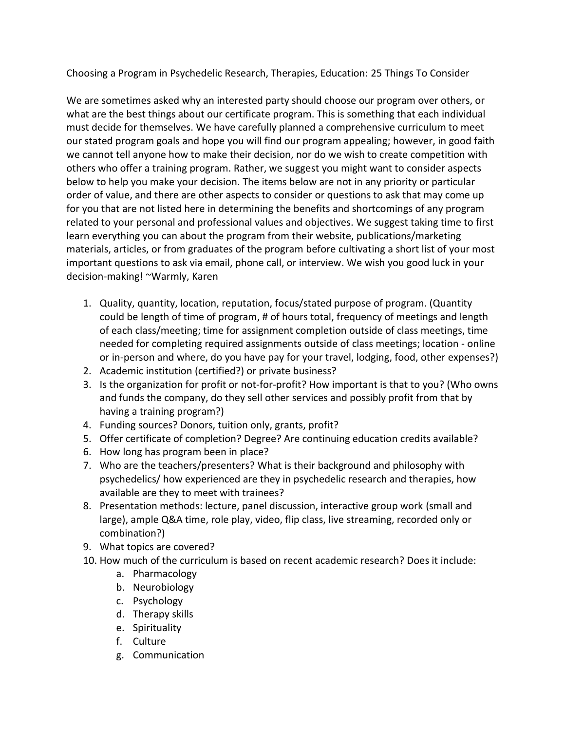# Choosing a Program in Psychedelic Research, Therapies, Education: 25 Things To Consider

We are sometimes asked why an interested party should choose our program over others, or what are the best things about our certificate program. This is something that each individual must decide for themselves. We have carefully planned a comprehensive curriculum to meet our stated program goals and hope you will find our program appealing; however, in good faith we cannot tell anyone how to make their decision, nor do we wish to create competition with others who offer a training program. Rather, we suggest you might want to consider aspects below to help you make your decision. The items below are not in any priority or particular order of value, and there are other aspects to consider or questions to ask that may come up for you that are not listed here in determining the benefits and shortcomings of any program related to your personal and professional values and objectives. We suggest taking time to first learn everything you can about the program from their website, publications/marketing materials, articles, or from graduates of the program before cultivating a short list of your most important questions to ask via email, phone call, or interview. We wish you good luck in your decision-making! ~Warmly, Karen

1. Quality, quantity, location, reputation, focus/stated purpose of program. (Quantity could be length of time of program, # of hours total, frequency of meetings and length of each class/meeting; time for assignment completion outside of class meetings, time needed for completing required assignments outside of class meetings; location - online or in-person and where, do you have pay for your travel, lodging, food, other expenses?)
2. Academic institution (certified?) or private business?
3. Is the organization for profit or not-for-profit? How important is that to you? (Who owns and funds the company, do they sell other services and possibly profit from that by having a training program?)
4. Funding sources? Donors, tuition only, grants, profit?
5. Offer certificate of completion? Degree? Are continuing education credits available?
6. How long has program been in place?
7. Who are the teachers/presenters? What is their background and philosophy with psychedelics/ how experienced are they in psychedelic research and therapies, how available are they to meet with trainees?
8. Presentation methods: lecture, panel discussion, interactive group work (small and large), ample Q&A time, role play, video, flip class, live streaming, recorded only or combination?)
9. What topics are covered?
10. How much of the curriculum is based on recent academic research? Does it include:
    a. Pharmacology
    b. Neurobiology
    c. Psychology
    d. Therapy skills
    e. Spirituality
    f. Culture
    g. Communication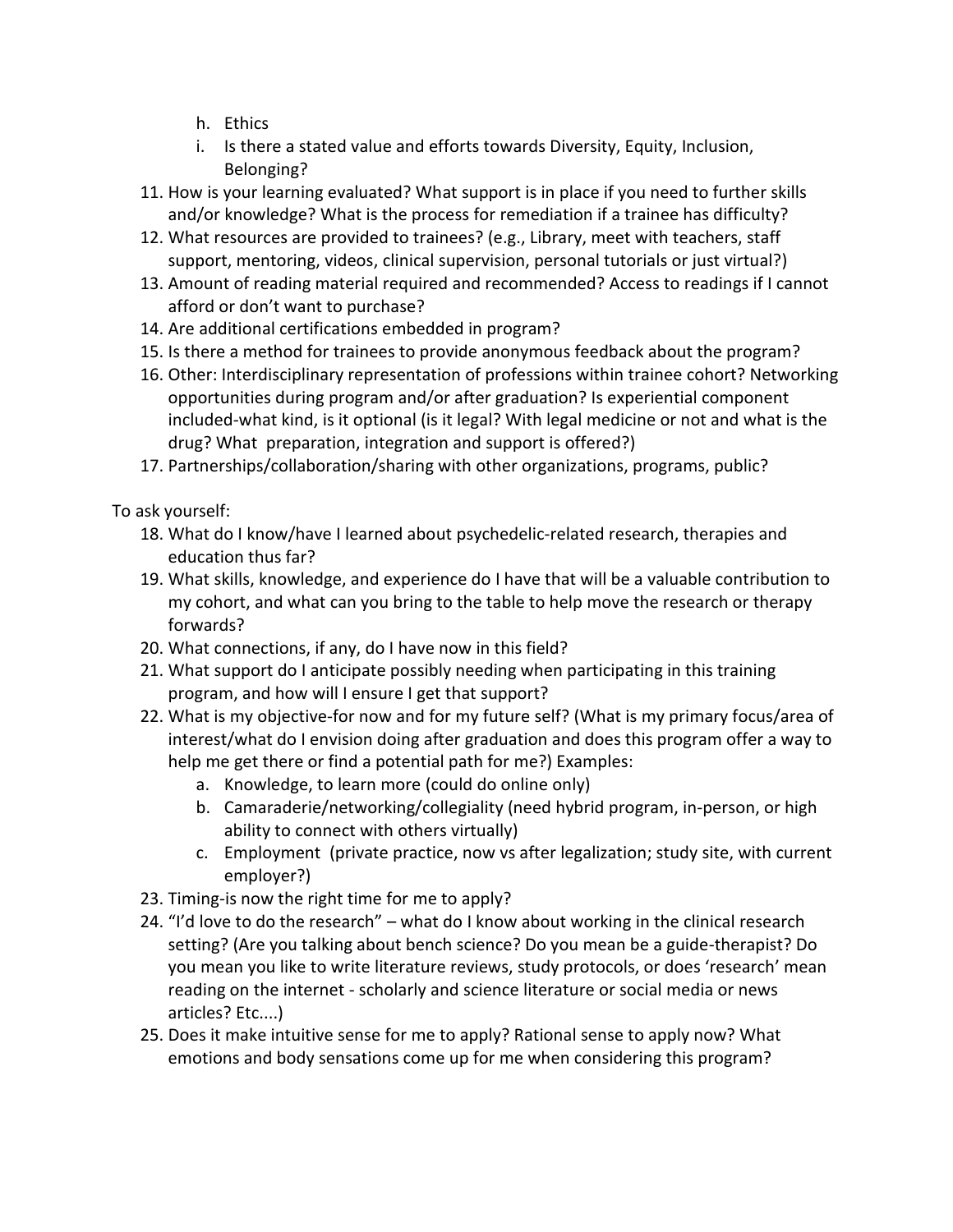h. Ethics
   i. Is there a stated value and efforts towards Diversity, Equity, Inclusion, Belonging?

11. How is your learning evaluated? What support is in place if you need to further skills and/or knowledge? What is the process for remediation if a trainee has difficulty?
12. What resources are provided to trainees? (e.g., Library, meet with teachers, staff support, mentoring, videos, clinical supervision, personal tutorials or just virtual?)
13. Amount of reading material required and recommended? Access to readings if I cannot afford or don't want to purchase?
14. Are additional certifications embedded in program?
15. Is there a method for trainees to provide anonymous feedback about the program?
16. Other: Interdisciplinary representation of professions within trainee cohort? Networking opportunities during program and/or after graduation? Is experiential component included-what kind, is it optional (is it legal? With legal medicine or not and what is the drug? What preparation, integration and support is offered?)
17. Partnerships/collaboration/sharing with other organizations, programs, public?

To ask yourself:

18. What do I know/have I learned about psychedelic-related research, therapies and education thus far?
19. What skills, knowledge, and experience do I have that will be a valuable contribution to my cohort, and what can you bring to the table to help move the research or therapy forwards?
20. What connections, if any, do I have now in this field?
21. What support do I anticipate possibly needing when participating in this training program, and how will I ensure I get that support?
22. What is my objective-for now and for my future self? (What is my primary focus/area of interest/what do I envision doing after graduation and does this program offer a way to help me get there or find a potential path for me?) Examples:
    a. Knowledge, to learn more (could do online only)
    b. Camaraderie/networking/collegiality (need hybrid program, in-person, or high ability to connect with others virtually)
    c. Employment (private practice, now vs after legalization; study site, with current employer?)
23. Timing-is now the right time for me to apply?
24. "I'd love to do the research" – what do I know about working in the clinical research setting? (Are you talking about bench science? Do you mean be a guide-therapist? Do you mean you like to write literature reviews, study protocols, or does 'research' mean reading on the internet - scholarly and science literature or social media or news articles? Etc....)
25. Does it make intuitive sense for me to apply? Rational sense to apply now? What emotions and body sensations come up for me when considering this program?